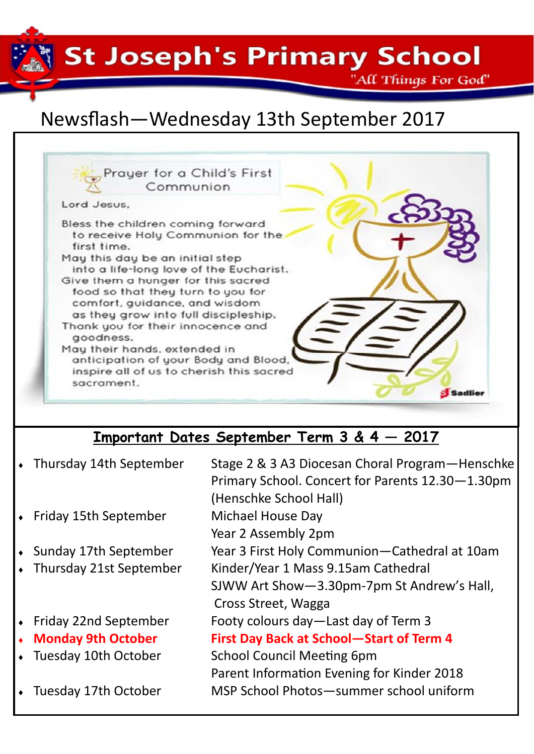# St Joseph's Primary School

"All Things For God"

## Newsflash—Wednesday 13th September 2017

### Prayer for a Child's First Communion

Lord Jesus,

Bless the children coming forward to receive Holy Communion for the first time.
May this day be an initial step into a life-long love of the Eucharist.
Give them a hunger for this sacred food so that they turn to you for comfort, guidance, and wisdom as they grow into full discipleship.
Thank you for their innocence and goodness.
May their hands, extended in anticipation of your Body and Blood, inspire all of us to cherish this sacred sacrament.

Sadlier

## Important Dates September Term 3 & 4 — 2017

- Thursday 14th September — Stage 2 & 3 A3 Diocesan Choral Program—Henschke Primary School. Concert for Parents 12.30—1.30pm (Henschke School Hall)
- Friday 15th September — Michael House Day
  Year 2 Assembly 2pm
- Sunday 17th September — Year 3 First Holy Communion—Cathedral at 10am
- Thursday 21st September — Kinder/Year 1 Mass 9.15am Cathedral
  SJWW Art Show—3.30pm-7pm St Andrew's Hall, Cross Street, Wagga
- Friday 22nd September — Footy colours day—Last day of Term 3
- **Monday 9th October — First Day Back at School—Start of Term 4**
- Tuesday 10th October — School Council Meeting 6pm
  Parent Information Evening for Kinder 2018
- Tuesday 17th October — MSP School Photos—summer school uniform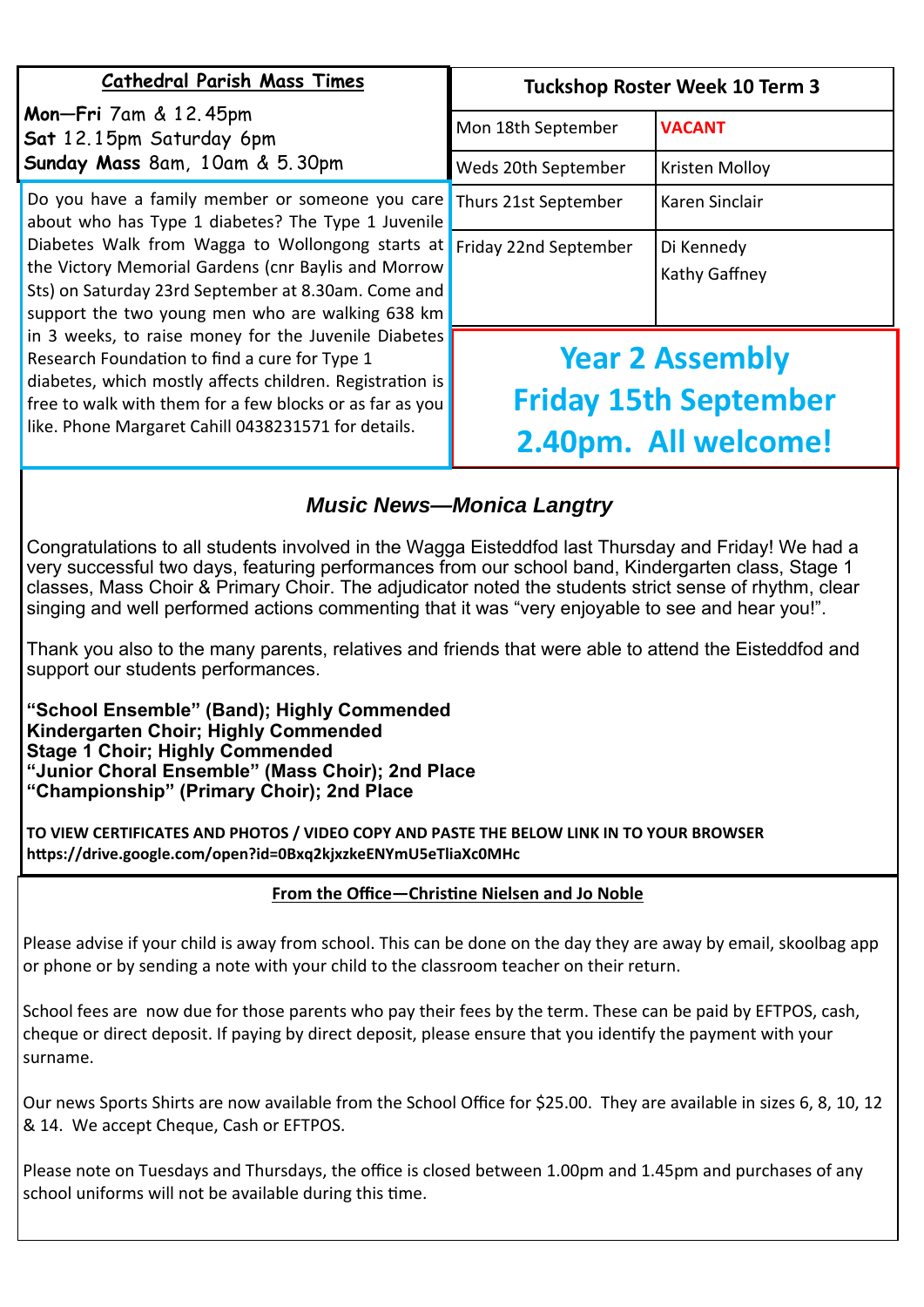**Cathedral Parish Mass Times**

**Mon—Fri** 7am & 12.45pm
**Sat** 12.15pm Saturday 6pm
**Sunday Mass** 8am, 10am & 5.30pm

Do you have a family member or someone you care about who has Type 1 diabetes? The Type 1 Juvenile Diabetes Walk from Wagga to Wollongong starts at the Victory Memorial Gardens (cnr Baylis and Morrow Sts) on Saturday 23rd September at 8.30am. Come and support the two young men who are walking 638 km in 3 weeks, to raise money for the Juvenile Diabetes Research Foundation to find a cure for Type 1 diabetes, which mostly affects children. Registration is free to walk with them for a few blocks or as far as you like. Phone Margaret Cahill 0438231571 for details.

| Tuckshop Roster Week 10 Term 3 | |
|---|---|
| Mon 18th September | **VACANT** |
| Weds 20th September | Kristen Molloy |
| Thurs 21st September | Karen Sinclair |
| Friday 22nd September | Di Kennedy<br>Kathy Gaffney |

**Year 2 Assembly**
**Friday 15th September**
**2.40pm. All welcome!**

## *Music News—Monica Langtry*

Congratulations to all students involved in the Wagga Eisteddfod last Thursday and Friday! We had a very successful two days, featuring performances from our school band, Kindergarten class, Stage 1 classes, Mass Choir & Primary Choir. The adjudicator noted the students strict sense of rhythm, clear singing and well performed actions commenting that it was "very enjoyable to see and hear you!".

Thank you also to the many parents, relatives and friends that were able to attend the Eisteddfod and support our students performances.

**"School Ensemble" (Band); Highly Commended**
**Kindergarten Choir; Highly Commended**
**Stage 1 Choir; Highly Commended**
**"Junior Choral Ensemble" (Mass Choir); 2nd Place**
**"Championship" (Primary Choir); 2nd Place**

**TO VIEW CERTIFICATES AND PHOTOS / VIDEO COPY AND PASTE THE BELOW LINK IN TO YOUR BROWSER**
**https://drive.google.com/open?id=0Bxq2kjxzkeENYmU5eTliaXc0MHc**

**From the Office—Christine Nielsen and Jo Noble**

Please advise if your child is away from school. This can be done on the day they are away by email, skoolbag app or phone or by sending a note with your child to the classroom teacher on their return.

School fees are now due for those parents who pay their fees by the term. These can be paid by EFTPOS, cash, cheque or direct deposit. If paying by direct deposit, please ensure that you identify the payment with your surname.

Our news Sports Shirts are now available from the School Office for $25.00. They are available in sizes 6, 8, 10, 12 & 14. We accept Cheque, Cash or EFTPOS.

Please note on Tuesdays and Thursdays, the office is closed between 1.00pm and 1.45pm and purchases of any school uniforms will not be available during this time.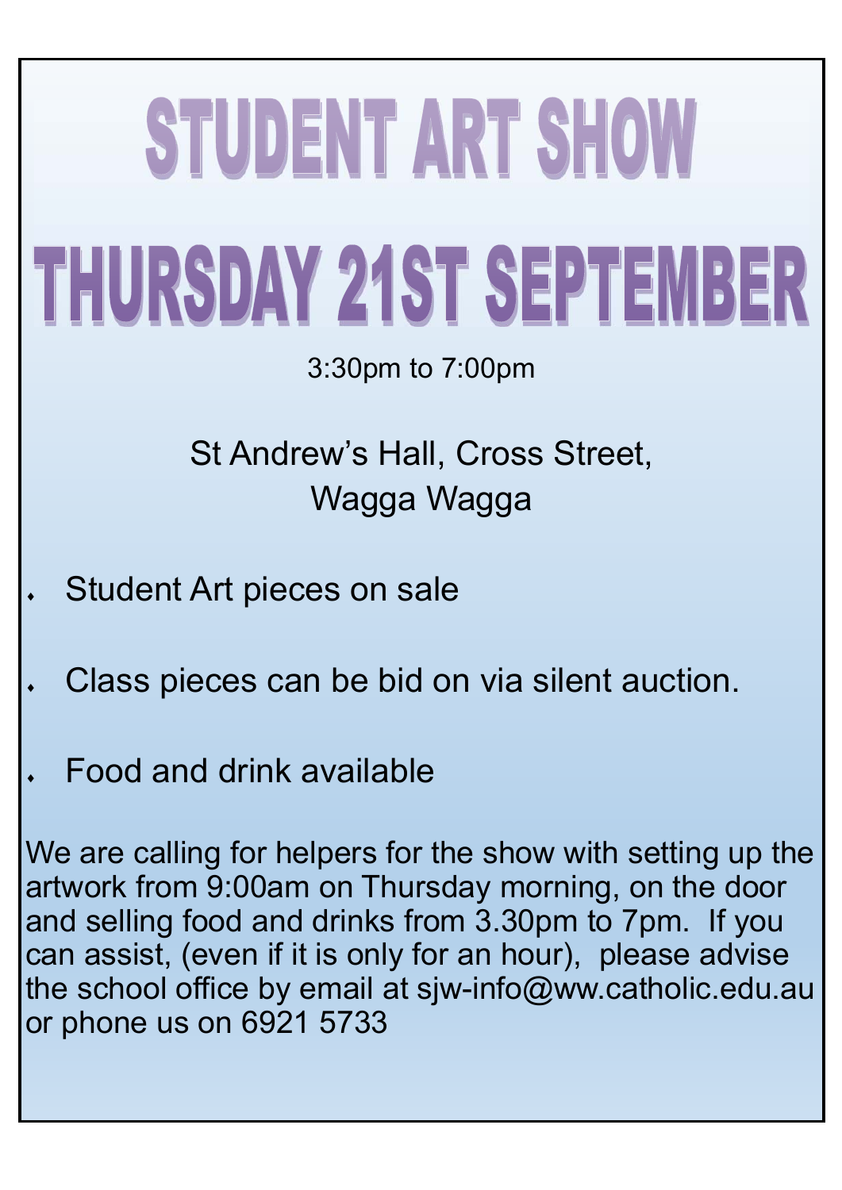# STUDENT ART SHOW

# THURSDAY 21ST SEPTEMBER

3:30pm to 7:00pm

St Andrew's Hall, Cross Street,
Wagga Wagga

- Student Art pieces on sale
- Class pieces can be bid on via silent auction.
- Food and drink available

We are calling for helpers for the show with setting up the artwork from 9:00am on Thursday morning, on the door and selling food and drinks from 3.30pm to 7pm. If you can assist, (even if it is only for an hour), please advise the school office by email at sjw-info@ww.catholic.edu.au or phone us on 6921 5733